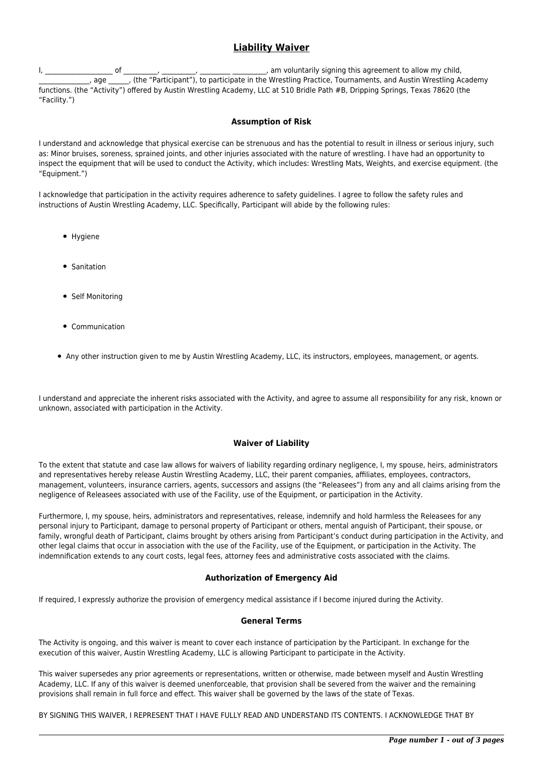# Liability Waiver

I, ___________________ of __________, __________, _________ __________, am voluntarily signing this agreement to allow my child, ______________, age ______, (the "Participant"), to participate in the Wrestling Practice, Tournaments, and Austin Wrestling Academy functions. (the "Activity") offered by Austin Wrestling Academy, LLC at 510 Bridle Path #B, Dripping Springs, Texas 78620 (the "Facility.")

### Assumption of Risk

I understand and acknowledge that physical exercise can be strenuous and has the potential to result in illness or serious injury, such as: Minor bruises, soreness, sprained joints, and other injuries associated with the nature of wrestling. I have had an opportunity to inspect the equipment that will be used to conduct the Activity, which includes: Wrestling Mats, Weights, and exercise equipment. (the "Equipment.")

I acknowledge that participation in the activity requires adherence to safety guidelines. I agree to follow the safety rules and instructions of Austin Wrestling Academy, LLC. Specifically, Participant will abide by the following rules:

- Hygiene
- Sanitation
- Self Monitoring
- Communication
- Any other instruction given to me by Austin Wrestling Academy, LLC, its instructors, employees, management, or agents.

I understand and appreciate the inherent risks associated with the Activity, and agree to assume all responsibility for any risk, known or unknown, associated with participation in the Activity.

### Waiver of Liability

To the extent that statute and case law allows for waivers of liability regarding ordinary negligence, I, my spouse, heirs, administrators and representatives hereby release Austin Wrestling Academy, LLC, their parent companies, affiliates, employees, contractors, management, volunteers, insurance carriers, agents, successors and assigns (the "Releasees") from any and all claims arising from the negligence of Releasees associated with use of the Facility, use of the Equipment, or participation in the Activity.

Furthermore, I, my spouse, heirs, administrators and representatives, release, indemnify and hold harmless the Releasees for any personal injury to Participant, damage to personal property of Participant or others, mental anguish of Participant, their spouse, or family, wrongful death of Participant, claims brought by others arising from Participant's conduct during participation in the Activity, and other legal claims that occur in association with the use of the Facility, use of the Equipment, or participation in the Activity. The indemnification extends to any court costs, legal fees, attorney fees and administrative costs associated with the claims.

### Authorization of Emergency Aid

If required, I expressly authorize the provision of emergency medical assistance if I become injured during the Activity.

### General Terms

The Activity is ongoing, and this waiver is meant to cover each instance of participation by the Participant. In exchange for the execution of this waiver, Austin Wrestling Academy, LLC is allowing Participant to participate in the Activity.

This waiver supersedes any prior agreements or representations, written or otherwise, made between myself and Austin Wrestling Academy, LLC. If any of this waiver is deemed unenforceable, that provision shall be severed from the waiver and the remaining provisions shall remain in full force and effect. This waiver shall be governed by the laws of the state of Texas.

BY SIGNING THIS WAIVER, I REPRESENT THAT I HAVE FULLY READ AND UNDERSTAND ITS CONTENTS. I ACKNOWLEDGE THAT BY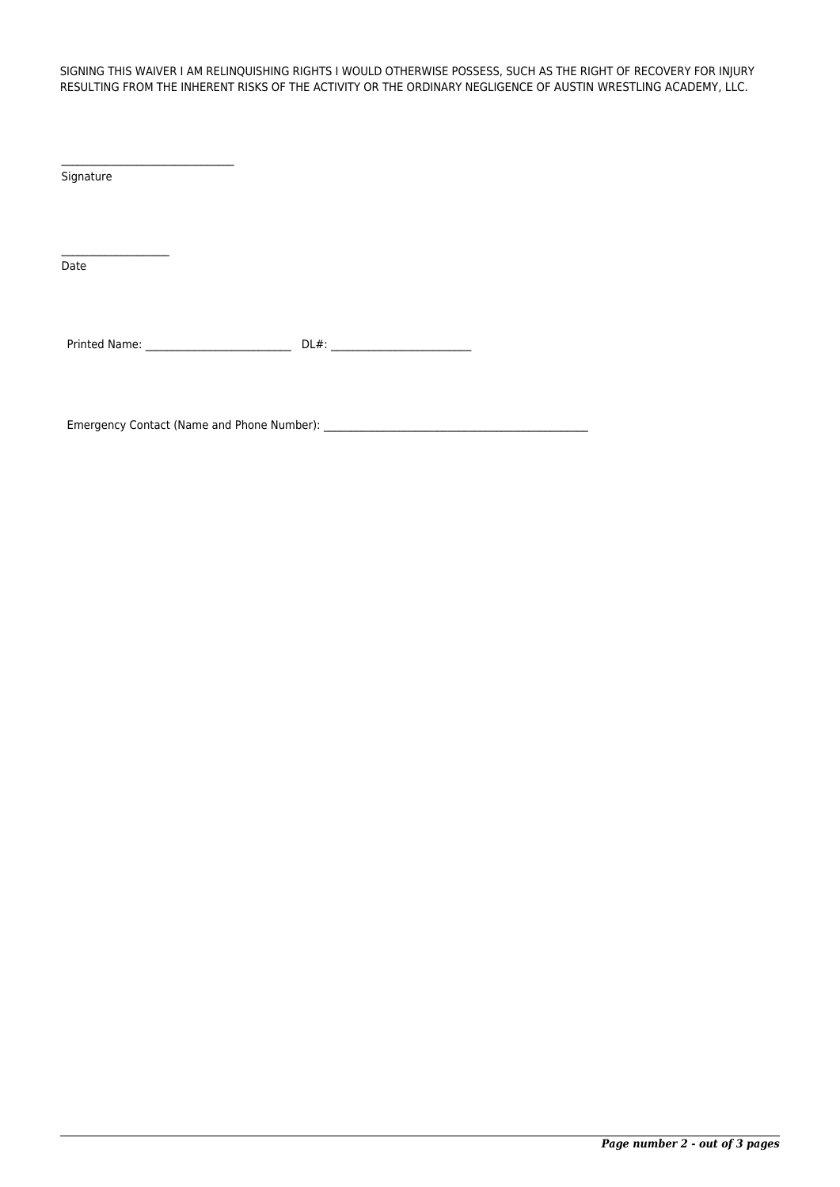SIGNING THIS WAIVER I AM RELINQUISHING RIGHTS I WOULD OTHERWISE POSSESS, SUCH AS THE RIGHT OF RECOVERY FOR INJURY RESULTING FROM THE INHERENT RISKS OF THE ACTIVITY OR THE ORDINARY NEGLIGENCE OF AUSTIN WRESTLING ACADEMY, LLC.

_______________________________
Signature

___________________
Date

Printed Name: __________________________ DL#: _________________________

Emergency Contact (Name and Phone Number): _______________________________________________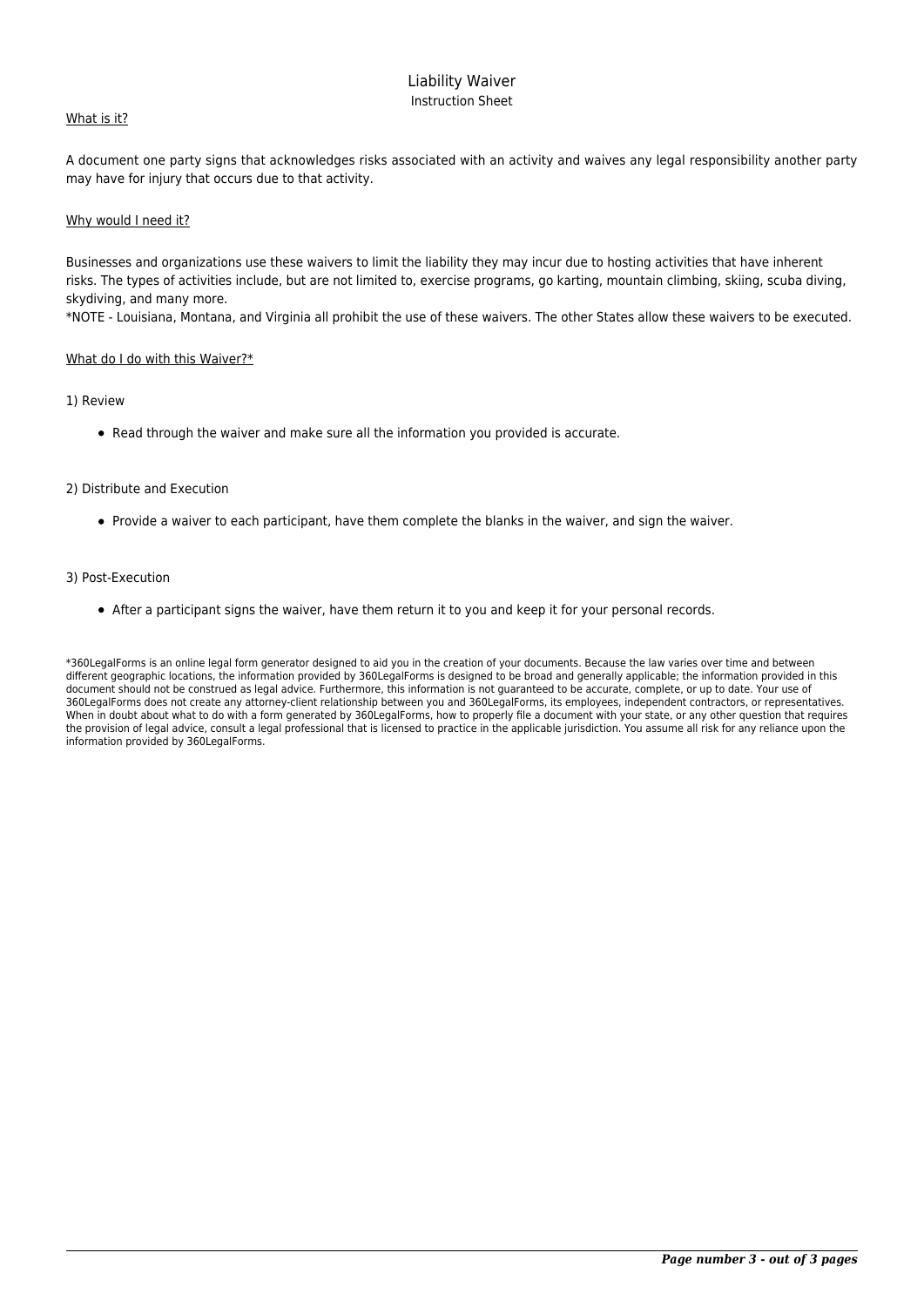# Liability Waiver

## Instruction Sheet

What is it?

A document one party signs that acknowledges risks associated with an activity and waives any legal responsibility another party may have for injury that occurs due to that activity.

Why would I need it?

Businesses and organizations use these waivers to limit the liability they may incur due to hosting activities that have inherent risks. The types of activities include, but are not limited to, exercise programs, go karting, mountain climbing, skiing, scuba diving, skydiving, and many more.
*NOTE - Louisiana, Montana, and Virginia all prohibit the use of these waivers. The other States allow these waivers to be executed.

What do I do with this Waiver?*

1) Review

- Read through the waiver and make sure all the information you provided is accurate.

2) Distribute and Execution

- Provide a waiver to each participant, have them complete the blanks in the waiver, and sign the waiver.

3) Post-Execution

- After a participant signs the waiver, have them return it to you and keep it for your personal records.

*360LegalForms is an online legal form generator designed to aid you in the creation of your documents. Because the law varies over time and between different geographic locations, the information provided by 360LegalForms is designed to be broad and generally applicable; the information provided in this document should not be construed as legal advice. Furthermore, this information is not guaranteed to be accurate, complete, or up to date. Your use of 360LegalForms does not create any attorney-client relationship between you and 360LegalForms, its employees, independent contractors, or representatives. When in doubt about what to do with a form generated by 360LegalForms, how to properly file a document with your state, or any other question that requires the provision of legal advice, consult a legal professional that is licensed to practice in the applicable jurisdiction. You assume all risk for any reliance upon the information provided by 360LegalForms.